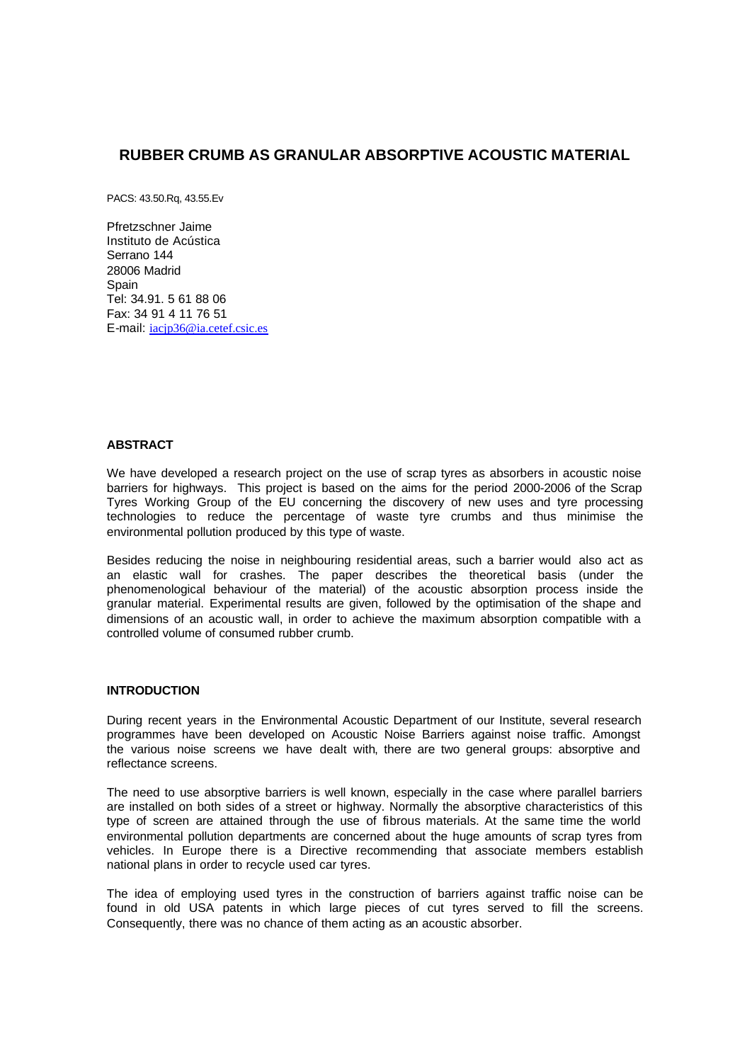# RUBBER CRUMB AS GRANULAR ABSORPTIVE ACOUSTIC MATERIAL

PACS: 43.50.Rq, 43.55.Ev

Pfretzschner Jaime
Instituto de Acústica
Serrano 144
28006 Madrid
Spain
Tel: 34.91. 5 61 88 06
Fax: 34 91 4 11 76 51
E-mail: iacjp36@ia.cetef.csic.es

## ABSTRACT

We have developed a research project on the use of scrap tyres as absorbers in acoustic noise barriers for highways. This project is based on the aims for the period 2000-2006 of the Scrap Tyres Working Group of the EU concerning the discovery of new uses and tyre processing technologies to reduce the percentage of waste tyre crumbs and thus minimise the environmental pollution produced by this type of waste.

Besides reducing the noise in neighbouring residential areas, such a barrier would also act as an elastic wall for crashes. The paper describes the theoretical basis (under the phenomenological behaviour of the material) of the acoustic absorption process inside the granular material. Experimental results are given, followed by the optimisation of the shape and dimensions of an acoustic wall, in order to achieve the maximum absorption compatible with a controlled volume of consumed rubber crumb.

## INTRODUCTION

During recent years in the Environmental Acoustic Department of our Institute, several research programmes have been developed on Acoustic Noise Barriers against noise traffic. Amongst the various noise screens we have dealt with, there are two general groups: absorptive and reflectance screens.

The need to use absorptive barriers is well known, especially in the case where parallel barriers are installed on both sides of a street or highway. Normally the absorptive characteristics of this type of screen are attained through the use of fibrous materials. At the same time the world environmental pollution departments are concerned about the huge amounts of scrap tyres from vehicles. In Europe there is a Directive recommending that associate members establish national plans in order to recycle used car tyres.

The idea of employing used tyres in the construction of barriers against traffic noise can be found in old USA patents in which large pieces of cut tyres served to fill the screens. Consequently, there was no chance of them acting as an acoustic absorber.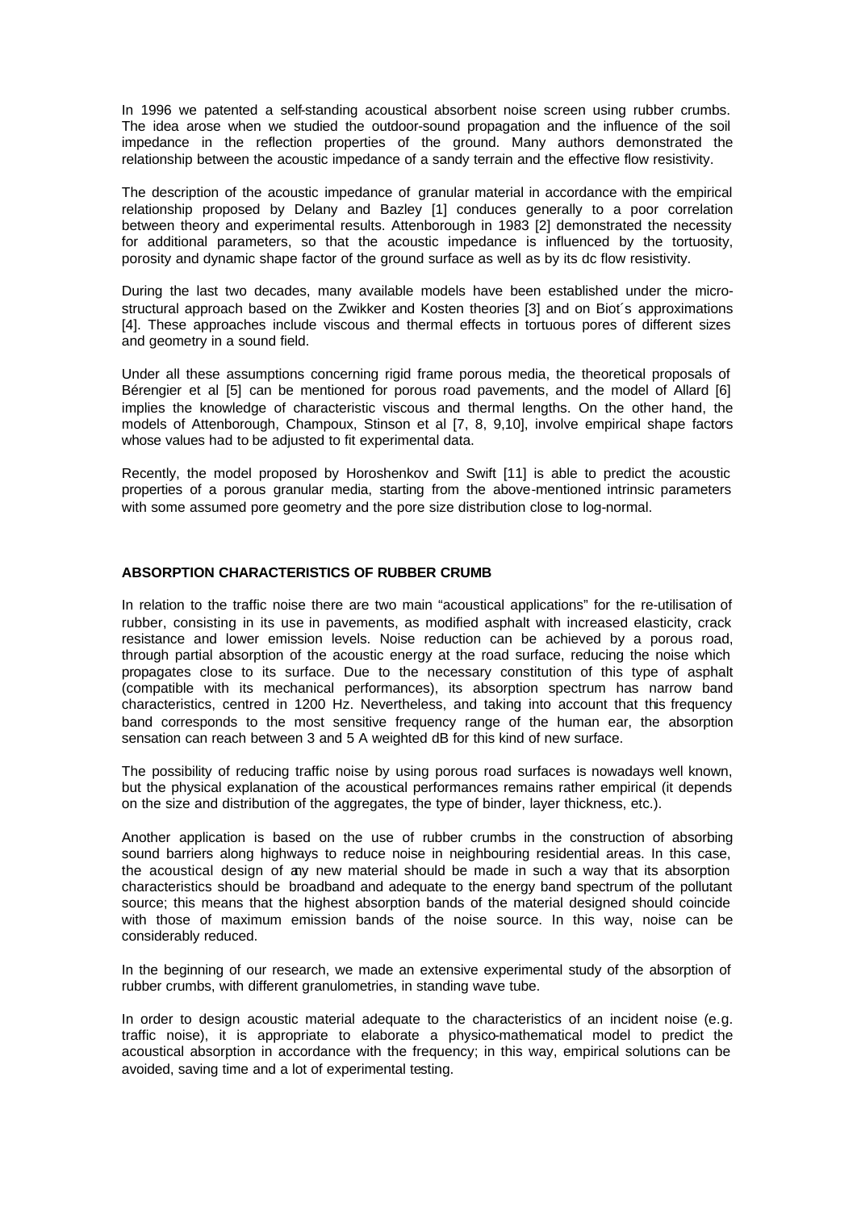In 1996 we patented a self-standing acoustical absorbent noise screen using rubber crumbs. The idea arose when we studied the outdoor-sound propagation and the influence of the soil impedance in the reflection properties of the ground. Many authors demonstrated the relationship between the acoustic impedance of a sandy terrain and the effective flow resistivity.

The description of the acoustic impedance of granular material in accordance with the empirical relationship proposed by Delany and Bazley [1] conduces generally to a poor correlation between theory and experimental results. Attenborough in 1983 [2] demonstrated the necessity for additional parameters, so that the acoustic impedance is influenced by the tortuosity, porosity and dynamic shape factor of the ground surface as well as by its dc flow resistivity.

During the last two decades, many available models have been established under the micro-structural approach based on the Zwikker and Kosten theories [3] and on Biot´s approximations [4]. These approaches include viscous and thermal effects in tortuous pores of different sizes and geometry in a sound field.

Under all these assumptions concerning rigid frame porous media, the theoretical proposals of Bérengier et al [5] can be mentioned for porous road pavements, and the model of Allard [6] implies the knowledge of characteristic viscous and thermal lengths. On the other hand, the models of Attenborough, Champoux, Stinson et al [7, 8, 9,10], involve empirical shape factors whose values had to be adjusted to fit experimental data.

Recently, the model proposed by Horoshenkov and Swift [11] is able to predict the acoustic properties of a porous granular media, starting from the above-mentioned intrinsic parameters with some assumed pore geometry and the pore size distribution close to log-normal.

## ABSORPTION CHARACTERISTICS OF RUBBER CRUMB

In relation to the traffic noise there are two main "acoustical applications" for the re-utilisation of rubber, consisting in its use in pavements, as modified asphalt with increased elasticity, crack resistance and lower emission levels. Noise reduction can be achieved by a porous road, through partial absorption of the acoustic energy at the road surface, reducing the noise which propagates close to its surface. Due to the necessary constitution of this type of asphalt (compatible with its mechanical performances), its absorption spectrum has narrow band characteristics, centred in 1200 Hz. Nevertheless, and taking into account that this frequency band corresponds to the most sensitive frequency range of the human ear, the absorption sensation can reach between 3 and 5 A weighted dB for this kind of new surface.

The possibility of reducing traffic noise by using porous road surfaces is nowadays well known, but the physical explanation of the acoustical performances remains rather empirical (it depends on the size and distribution of the aggregates, the type of binder, layer thickness, etc.).

Another application is based on the use of rubber crumbs in the construction of absorbing sound barriers along highways to reduce noise in neighbouring residential areas. In this case, the acoustical design of any new material should be made in such a way that its absorption characteristics should be broadband and adequate to the energy band spectrum of the pollutant source; this means that the highest absorption bands of the material designed should coincide with those of maximum emission bands of the noise source. In this way, noise can be considerably reduced.

In the beginning of our research, we made an extensive experimental study of the absorption of rubber crumbs, with different granulometries, in standing wave tube.

In order to design acoustic material adequate to the characteristics of an incident noise (e.g. traffic noise), it is appropriate to elaborate a physico-mathematical model to predict the acoustical absorption in accordance with the frequency; in this way, empirical solutions can be avoided, saving time and a lot of experimental testing.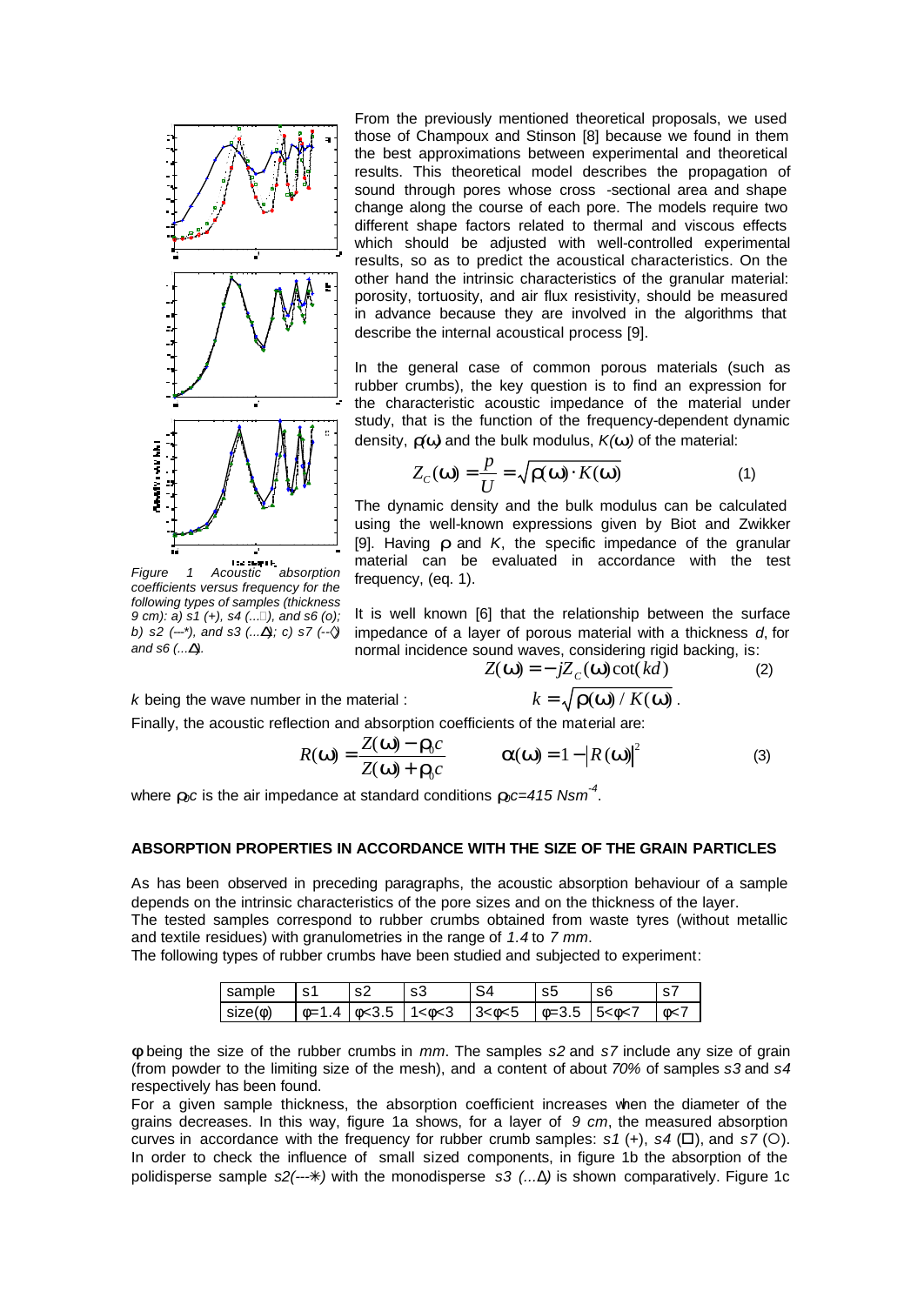Figure 1 Acoustic absorption coefficients versus frequency for the following types of samples (thickness 9 cm): a) s1 (+), s4 (...□), and s6 (o); b) s2 (---*), and s3 (...Δ); c) s7 (--◊) and s6 (...Δ).

From the previously mentioned theoretical proposals, we used those of Champoux and Stinson [8] because we found in them the best approximations between experimental and theoretical results. This theoretical model describes the propagation of sound through pores whose cross -sectional area and shape change along the course of each pore. The models require two different shape factors related to thermal and viscous effects which should be adjusted with well-controlled experimental results, so as to predict the acoustical characteristics. On the other hand the intrinsic characteristics of the granular material: porosity, tortuosity, and air flux resistivity, should be measured in advance because they are involved in the algorithms that describe the internal acoustical process [9].

In the general case of common porous materials (such as rubber crumbs), the key question is to find an expression for the characteristic acoustic impedance of the material under study, that is the function of the frequency-dependent dynamic density, $\rho(\omega)$ and the bulk modulus, $K(\omega)$ of the material:

$$Z_C(\omega) = \frac{p}{U} = \sqrt{\rho(\omega) \cdot K(\omega)} \qquad (1)$$

The dynamic density and the bulk modulus can be calculated using the well-known expressions given by Biot and Zwikker [9]. Having $\rho$ and $K$, the specific impedance of the granular material can be evaluated in accordance with the test frequency, (eq. 1).

It is well known [6] that the relationship between the surface impedance of a layer of porous material with a thickness $d$, for normal incidence sound waves, considering rigid backing, is:

$$Z(\omega) = -jZ_C(\omega)\cot(kd) \qquad (2)$$

$k$ being the wave number in the material : $k = \sqrt{\rho(\omega)/K(\omega)}$.

Finally, the acoustic reflection and absorption coefficients of the material are:

$$R(\omega) = \frac{Z(\omega) - \rho_0 c}{Z(\omega) + \rho_0 c} \qquad \alpha(\omega) = 1 - |R(\omega)|^2 \qquad (3)$$

where $\rho_0 c$ is the air impedance at standard conditions $\rho_0 c = 415\ Nsm^{-4}$.

## ABSORPTION PROPERTIES IN ACCORDANCE WITH THE SIZE OF THE GRAIN PARTICLES

As has been observed in preceding paragraphs, the acoustic absorption behaviour of a sample depends on the intrinsic characteristics of the pore sizes and on the thickness of the layer.
The tested samples correspond to rubber crumbs obtained from waste tyres (without metallic and textile residues) with granulometries in the range of *1.4* to *7 mm*.
The following types of rubber crumbs have been studied and subjected to experiment:

| sample | s1 | s2 | s3 | S4 | s5 | s6 | s7 |
|---|---|---|---|---|---|---|---|
| size($\phi$) | $\phi$=1.4 | $\phi$<3.5 | 1<$\phi$<3 | 3<$\phi$<5 | $\phi$=3.5 | 5<$\phi$<7 | $\phi$<7 |

$\phi$ being the size of the rubber crumbs in *mm*. The samples *s2* and *s7* include any size of grain (from powder to the limiting size of the mesh), and a content of about *70%* of samples *s3* and *s4* respectively has been found.
For a given sample thickness, the absorption coefficient increases when the diameter of the grains decreases. In this way, figure 1a shows, for a layer of *9 cm*, the measured absorption curves in accordance with the frequency for rubber crumb samples: *s1* (+), *s4* (□), and *s7* (○). In order to check the influence of small sized components, in figure 1b the absorption of the polidisperse sample *s2(---*)* with the monodisperse *s3 (...Δ)* is shown comparatively. Figure 1c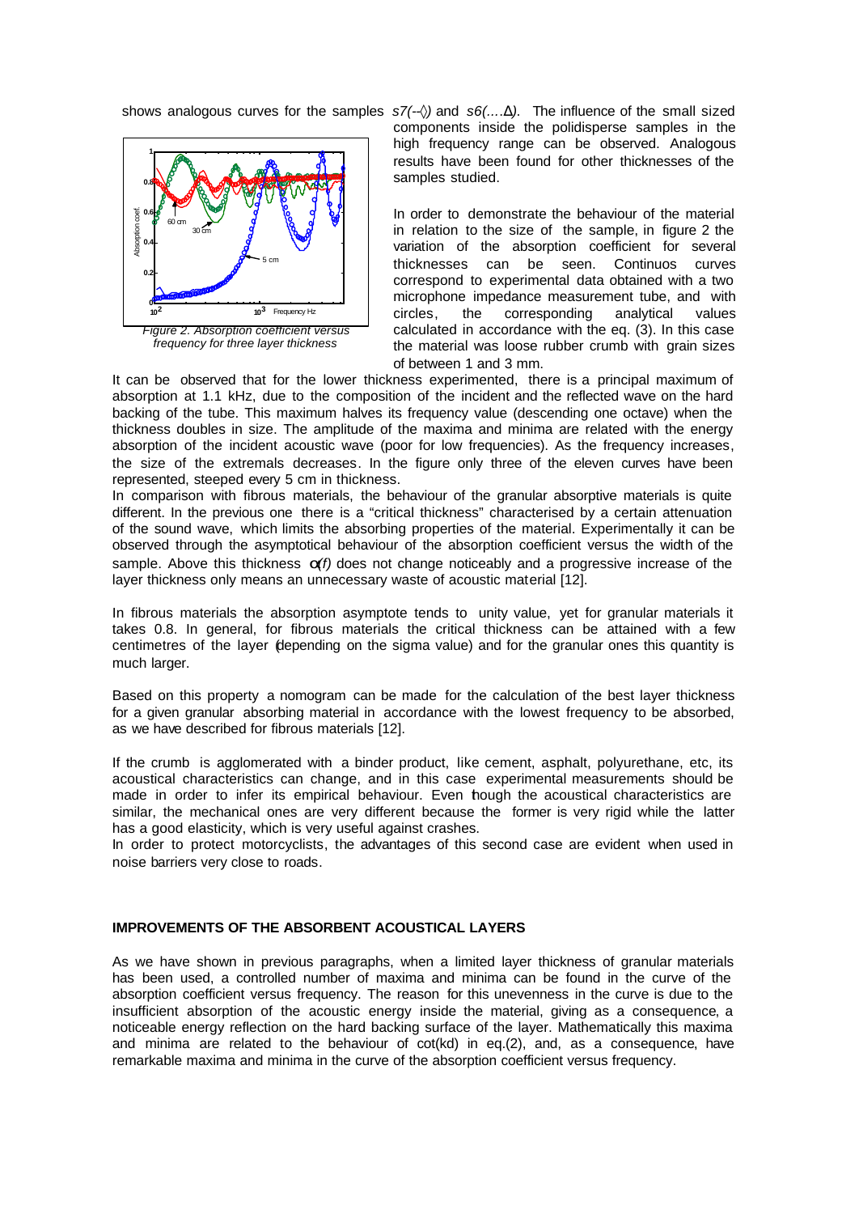shows analogous curves for the samples *s7(--◊)* and *s6(....Δ)*. The influence of the small sized components inside the polidisperse samples in the high frequency range can be observed. Analogous results have been found for other thicknesses of the samples studied.

*Figure 2. Absorption coefficient versus frequency for three layer thickness*

In order to demonstrate the behaviour of the material in relation to the size of the sample, in figure 2 the variation of the absorption coefficient for several thicknesses can be seen. Continuos curves correspond to experimental data obtained with a two microphone impedance measurement tube, and with circles, the corresponding analytical values calculated in accordance with the eq. (3). In this case the material was loose rubber crumb with grain sizes of between 1 and 3 mm.

It can be observed that for the lower thickness experimented, there is a principal maximum of absorption at 1.1 kHz, due to the composition of the incident and the reflected wave on the hard backing of the tube. This maximum halves its frequency value (descending one octave) when the thickness doubles in size. The amplitude of the maxima and minima are related with the energy absorption of the incident acoustic wave (poor for low frequencies). As the frequency increases, the size of the extremals decreases. In the figure only three of the eleven curves have been represented, steeped every 5 cm in thickness.

In comparison with fibrous materials, the behaviour of the granular absorptive materials is quite different. In the previous one there is a "critical thickness" characterised by a certain attenuation of the sound wave, which limits the absorbing properties of the material. Experimentally it can be observed through the asymptotical behaviour of the absorption coefficient versus the width of the sample. Above this thickness $\alpha(f)$ does not change noticeably and a progressive increase of the layer thickness only means an unnecessary waste of acoustic material [12].

In fibrous materials the absorption asymptote tends to unity value, yet for granular materials it takes 0.8. In general, for fibrous materials the critical thickness can be attained with a few centimetres of the layer (depending on the sigma value) and for the granular ones this quantity is much larger.

Based on this property a nomogram can be made for the calculation of the best layer thickness for a given granular absorbing material in accordance with the lowest frequency to be absorbed, as we have described for fibrous materials [12].

If the crumb is agglomerated with a binder product, like cement, asphalt, polyurethane, etc, its acoustical characteristics can change, and in this case experimental measurements should be made in order to infer its empirical behaviour. Even though the acoustical characteristics are similar, the mechanical ones are very different because the former is very rigid while the latter has a good elasticity, which is very useful against crashes.

In order to protect motorcyclists, the advantages of this second case are evident when used in noise barriers very close to roads.

## IMPROVEMENTS OF THE ABSORBENT ACOUSTICAL LAYERS

As we have shown in previous paragraphs, when a limited layer thickness of granular materials has been used, a controlled number of maxima and minima can be found in the curve of the absorption coefficient versus frequency. The reason for this unevenness in the curve is due to the insufficient absorption of the acoustic energy inside the material, giving as a consequence, a noticeable energy reflection on the hard backing surface of the layer. Mathematically this maxima and minima are related to the behaviour of cot(kd) in eq.(2), and, as a consequence, have remarkable maxima and minima in the curve of the absorption coefficient versus frequency.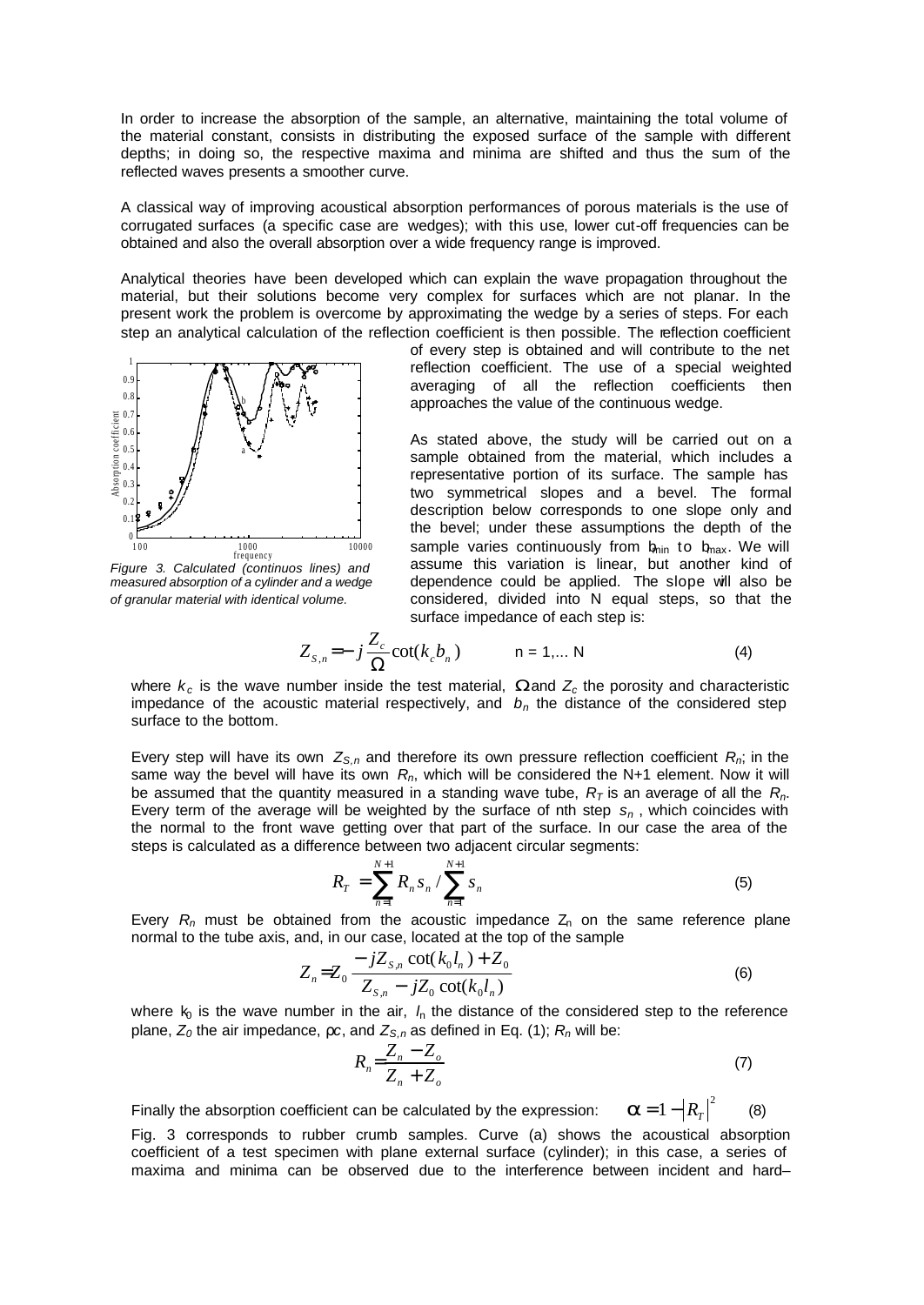In order to increase the absorption of the sample, an alternative, maintaining the total volume of the material constant, consists in distributing the exposed surface of the sample with different depths; in doing so, the respective maxima and minima are shifted and thus the sum of the reflected waves presents a smoother curve.

A classical way of improving acoustical absorption performances of porous materials is the use of corrugated surfaces (a specific case are wedges); with this use, lower cut-off frequencies can be obtained and also the overall absorption over a wide frequency range is improved.

Analytical theories have been developed which can explain the wave propagation throughout the material, but their solutions become very complex for surfaces which are not planar. In the present work the problem is overcome by approximating the wedge by a series of steps. For each step an analytical calculation of the reflection coefficient is then possible. The reflection coefficient of every step is obtained and will contribute to the net reflection coefficient. The use of a special weighted averaging of all the reflection coefficients then approaches the value of the continuous wedge.

*Figure 3. Calculated (continuos lines) and measured absorption of a cylinder and a wedge of granular material with identical volume.*

As stated above, the study will be carried out on a sample obtained from the material, which includes a representative portion of its surface. The sample has two symmetrical slopes and a bevel. The formal description below corresponds to one slope only and the bevel; under these assumptions the depth of the sample varies continuously from $b_{min}$ to $b_{max}$. We will assume this variation is linear, but another kind of dependence could be applied. The slope will also be considered, divided into N equal steps, so that the surface impedance of each step is:

$$Z_{S,n} = -j\frac{Z_c}{\Omega}\cot(k_c b_n) \qquad n = 1,\ldots N \tag{4}$$

where $k_c$ is the wave number inside the test material, $\Omega$ and $Z_c$ the porosity and characteristic impedance of the acoustic material respectively, and $b_n$ the distance of the considered step surface to the bottom.

Every step will have its own $Z_{S,n}$ and therefore its own pressure reflection coefficient $R_n$; in the same way the bevel will have its own $R_n$, which will be considered the N+1 element. Now it will be assumed that the quantity measured in a standing wave tube, $R_T$ is an average of all the $R_n$. Every term of the average will be weighted by the surface of nth step $s_n$, which coincides with the normal to the front wave getting over that part of the surface. In our case the area of the steps is calculated as a difference between two adjacent circular segments:

$$R_T = \sum_{n=1}^{N+1} R_n s_n \Big/ \sum_{n=1}^{N+1} s_n \tag{5}$$

Every $R_n$ must be obtained from the acoustic impedance $Z_n$ on the same reference plane normal to the tube axis, and, in our case, located at the top of the sample

$$Z_n = Z_0 \frac{-jZ_{S,n}\cot(k_0 l_n) + Z_0}{Z_{S,n} - jZ_0\cot(k_0 l_n)} \tag{6}$$

where $k_0$ is the wave number in the air, $l_n$ the distance of the considered step to the reference plane, $Z_0$ the air impedance, $\rho c$, and $Z_{S,n}$ as defined in Eq. (1); $R_n$ will be:

$$R_n = \frac{Z_n - Z_o}{Z_n + Z_o} \tag{7}$$

Finally the absorption coefficient can be calculated by the expression: $\alpha = 1 - |R_T|^2$ (8)

Fig. 3 corresponds to rubber crumb samples. Curve (a) shows the acoustical absorption coefficient of a test specimen with plane external surface (cylinder); in this case, a series of maxima and minima can be observed due to the interference between incident and hard–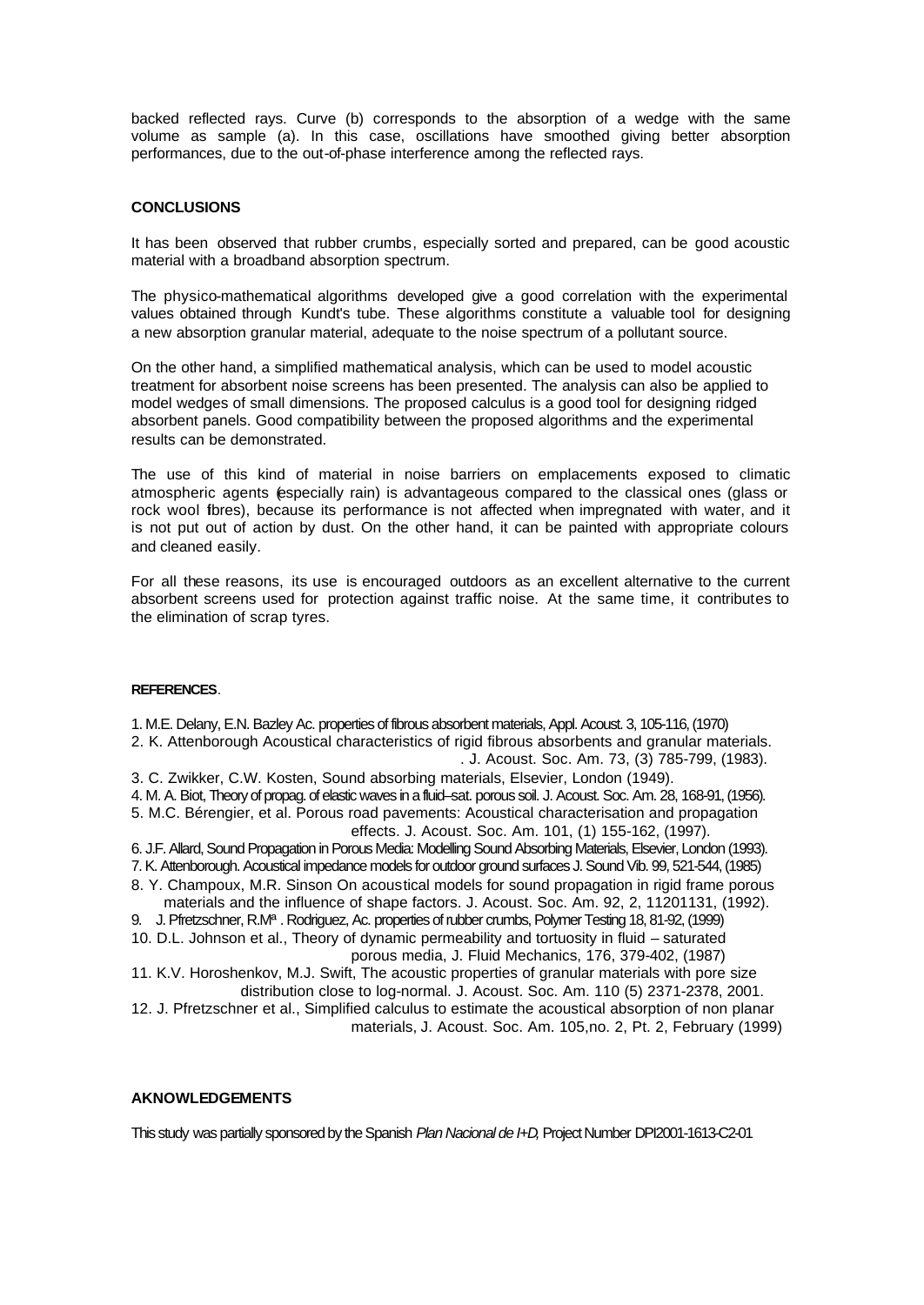backed reflected rays. Curve (b) corresponds to the absorption of a wedge with the same volume as sample (a). In this case, oscillations have smoothed giving better absorption performances, due to the out-of-phase interference among the reflected rays.

## CONCLUSIONS

It has been observed that rubber crumbs, especially sorted and prepared, can be good acoustic material with a broadband absorption spectrum.

The physico-mathematical algorithms developed give a good correlation with the experimental values obtained through Kundt's tube. These algorithms constitute a valuable tool for designing a new absorption granular material, adequate to the noise spectrum of a pollutant source.

On the other hand, a simplified mathematical analysis, which can be used to model acoustic treatment for absorbent noise screens has been presented. The analysis can also be applied to model wedges of small dimensions. The proposed calculus is a good tool for designing ridged absorbent panels. Good compatibility between the proposed algorithms and the experimental results can be demonstrated.

The use of this kind of material in noise barriers on emplacements exposed to climatic atmospheric agents (especially rain) is advantageous compared to the classical ones (glass or rock wool fibres), because its performance is not affected when impregnated with water, and it is not put out of action by dust. On the other hand, it can be painted with appropriate colours and cleaned easily.

For all these reasons, its use is encouraged outdoors as an excellent alternative to the current absorbent screens used for protection against traffic noise. At the same time, it contributes to the elimination of scrap tyres.

## REFERENCES.

1. M.E. Delany, E.N. Bazley Ac. properties of fibrous absorbent materials, Appl. Acoust. 3, 105-116, (1970)
2. K. Attenborough Acoustical characteristics of rigid fibrous absorbents and granular materials. . J. Acoust. Soc. Am. 73, (3) 785-799, (1983).
3. C. Zwikker, C.W. Kosten, Sound absorbing materials, Elsevier, London (1949).
4. M. A. Biot, Theory of propag. of elastic waves in a fluid–sat. porous soil. J. Acoust. Soc. Am. 28, 168-91, (1956).
5. M.C. Bérengier, et al. Porous road pavements: Acoustical characterisation and propagation effects. J. Acoust. Soc. Am. 101, (1) 155-162, (1997).
6. J.F. Allard, Sound Propagation in Porous Media: Modelling Sound Absorbing Materials, Elsevier, London (1993).
7. K. Attenborough. Acoustical impedance models for outdoor ground surfaces J. Sound Vib. 99, 521-544, (1985)
8. Y. Champoux, M.R. Sinson On acoustical models for sound propagation in rigid frame porous materials and the influence of shape factors. J. Acoust. Soc. Am. 92, 2, 11201131, (1992).
9. J. Pfretzschner, R.Mª . Rodriguez, Ac. properties of rubber crumbs, Polymer Testing 18, 81-92, (1999)
10. D.L. Johnson et al., Theory of dynamic permeability and tortuosity in fluid – saturated porous media, J. Fluid Mechanics, 176, 379-402, (1987)
11. K.V. Horoshenkov, M.J. Swift, The acoustic properties of granular materials with pore size distribution close to log-normal. J. Acoust. Soc. Am. 110 (5) 2371-2378, 2001.
12. J. Pfretzschner et al., Simplified calculus to estimate the acoustical absorption of non planar materials, J. Acoust. Soc. Am. 105,no. 2, Pt. 2, February (1999)

## AKNOWLEDGEMENTS

This study was partially sponsored by the Spanish *Plan Nacional de I+D,* Project Number DPI2001-1613-C2-01